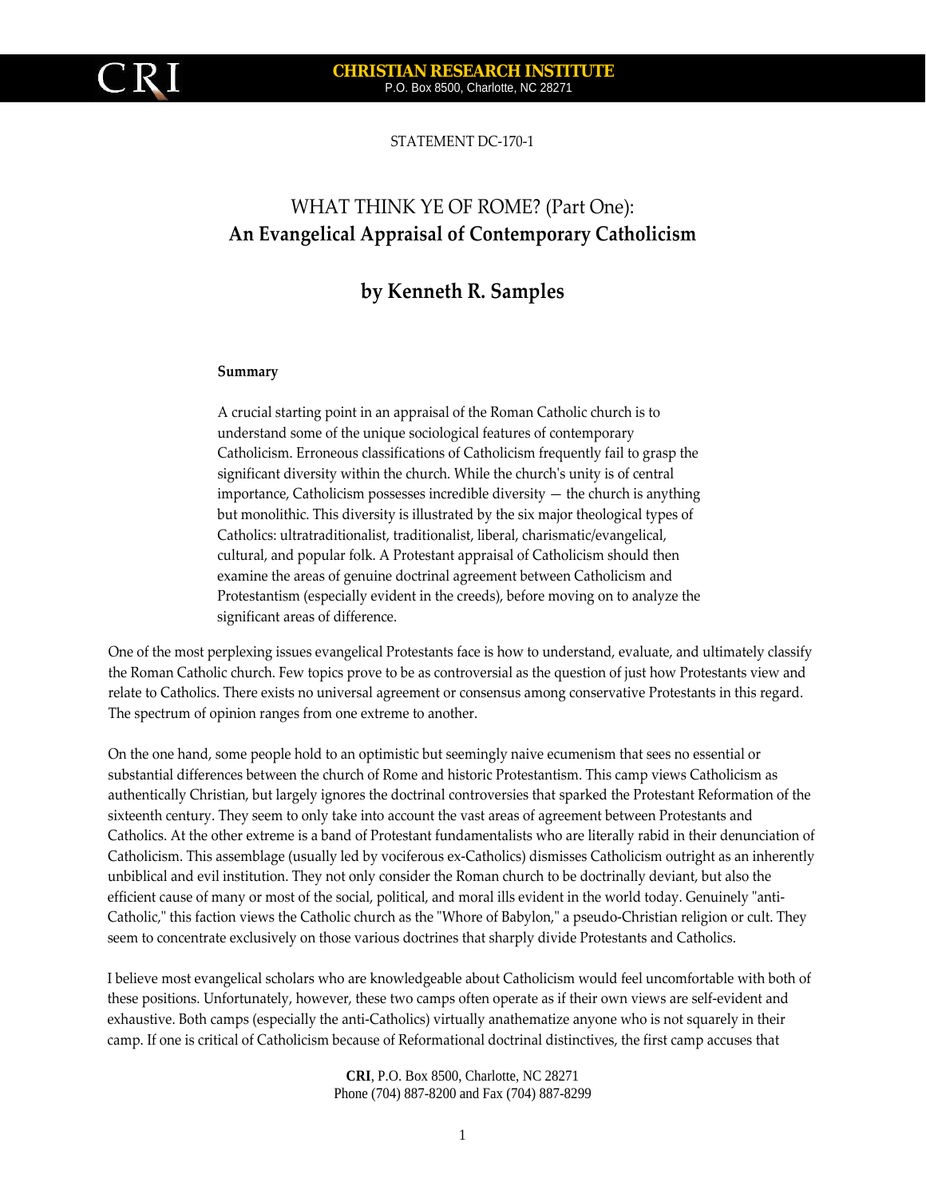STATEMENT DC-170-1

# WHAT THINK YE OF ROME? (Part One): **An Evangelical Appraisal of Contemporary Catholicism**

## by Kenneth R. Samples

**Summary**

A crucial starting point in an appraisal of the Roman Catholic church is to understand some of the unique sociological features of contemporary Catholicism. Erroneous classifications of Catholicism frequently fail to grasp the significant diversity within the church. While the church's unity is of central importance, Catholicism possesses incredible diversity — the church is anything but monolithic. This diversity is illustrated by the six major theological types of Catholics: ultratraditionalist, traditionalist, liberal, charismatic/evangelical, cultural, and popular folk. A Protestant appraisal of Catholicism should then examine the areas of genuine doctrinal agreement between Catholicism and Protestantism (especially evident in the creeds), before moving on to analyze the significant areas of difference.

One of the most perplexing issues evangelical Protestants face is how to understand, evaluate, and ultimately classify the Roman Catholic church. Few topics prove to be as controversial as the question of just how Protestants view and relate to Catholics. There exists no universal agreement or consensus among conservative Protestants in this regard. The spectrum of opinion ranges from one extreme to another.

On the one hand, some people hold to an optimistic but seemingly naive ecumenism that sees no essential or substantial differences between the church of Rome and historic Protestantism. This camp views Catholicism as authentically Christian, but largely ignores the doctrinal controversies that sparked the Protestant Reformation of the sixteenth century. They seem to only take into account the vast areas of agreement between Protestants and Catholics. At the other extreme is a band of Protestant fundamentalists who are literally rabid in their denunciation of Catholicism. This assemblage (usually led by vociferous ex-Catholics) dismisses Catholicism outright as an inherently unbiblical and evil institution. They not only consider the Roman church to be doctrinally deviant, but also the efficient cause of many or most of the social, political, and moral ills evident in the world today. Genuinely "anti-Catholic," this faction views the Catholic church as the "Whore of Babylon," a pseudo-Christian religion or cult. They seem to concentrate exclusively on those various doctrines that sharply divide Protestants and Catholics.

I believe most evangelical scholars who are knowledgeable about Catholicism would feel uncomfortable with both of these positions. Unfortunately, however, these two camps often operate as if their own views are self-evident and exhaustive. Both camps (especially the anti-Catholics) virtually anathematize anyone who is not squarely in their camp. If one is critical of Catholicism because of Reformational doctrinal distinctives, the first camp accuses that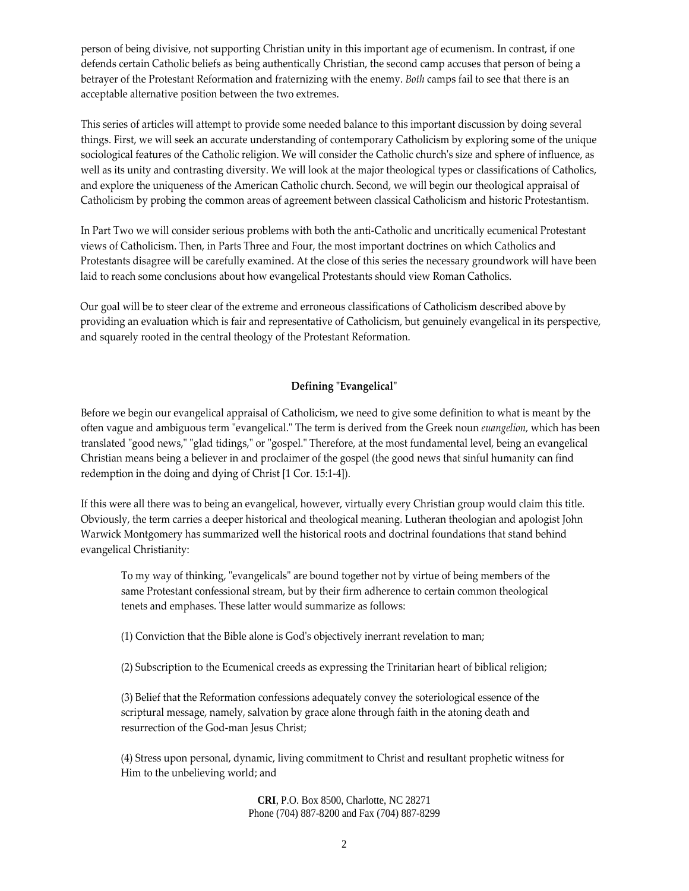person of being divisive, not supporting Christian unity in this important age of ecumenism. In contrast, if one defends certain Catholic beliefs as being authentically Christian, the second camp accuses that person of being a betrayer of the Protestant Reformation and fraternizing with the enemy. *Both* camps fail to see that there is an acceptable alternative position between the two extremes.

This series of articles will attempt to provide some needed balance to this important discussion by doing several things. First, we will seek an accurate understanding of contemporary Catholicism by exploring some of the unique sociological features of the Catholic religion. We will consider the Catholic church's size and sphere of influence, as well as its unity and contrasting diversity. We will look at the major theological types or classifications of Catholics, and explore the uniqueness of the American Catholic church. Second, we will begin our theological appraisal of Catholicism by probing the common areas of agreement between classical Catholicism and historic Protestantism.

In Part Two we will consider serious problems with both the anti-Catholic and uncritically ecumenical Protestant views of Catholicism. Then, in Parts Three and Four, the most important doctrines on which Catholics and Protestants disagree will be carefully examined. At the close of this series the necessary groundwork will have been laid to reach some conclusions about how evangelical Protestants should view Roman Catholics.

Our goal will be to steer clear of the extreme and erroneous classifications of Catholicism described above by providing an evaluation which is fair and representative of Catholicism, but genuinely evangelical in its perspective, and squarely rooted in the central theology of the Protestant Reformation.

## Defining "Evangelical"

Before we begin our evangelical appraisal of Catholicism, we need to give some definition to what is meant by the often vague and ambiguous term "evangelical." The term is derived from the Greek noun *euangelion,* which has been translated "good news," "glad tidings," or "gospel." Therefore, at the most fundamental level, being an evangelical Christian means being a believer in and proclaimer of the gospel (the good news that sinful humanity can find redemption in the doing and dying of Christ [1 Cor. 15:1-4]).

If this were all there was to being an evangelical, however, virtually every Christian group would claim this title. Obviously, the term carries a deeper historical and theological meaning. Lutheran theologian and apologist John Warwick Montgomery has summarized well the historical roots and doctrinal foundations that stand behind evangelical Christianity:

> To my way of thinking, "evangelicals" are bound together not by virtue of being members of the same Protestant confessional stream, but by their firm adherence to certain common theological tenets and emphases. These latter would summarize as follows:
>
> (1) Conviction that the Bible alone is God's objectively inerrant revelation to man;
>
> (2) Subscription to the Ecumenical creeds as expressing the Trinitarian heart of biblical religion;
>
> (3) Belief that the Reformation confessions adequately convey the soteriological essence of the scriptural message, namely, salvation by grace alone through faith in the atoning death and resurrection of the God-man Jesus Christ;
>
> (4) Stress upon personal, dynamic, living commitment to Christ and resultant prophetic witness for Him to the unbelieving world; and

**CRI**, P.O. Box 8500, Charlotte, NC 28271
Phone (704) 887-8200 and Fax (704) 887-8299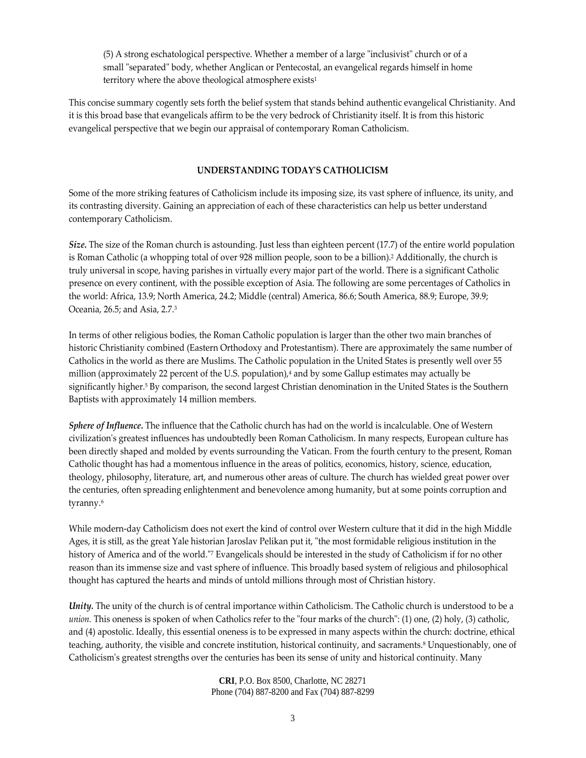(5) A strong eschatological perspective. Whether a member of a large "inclusivist" church or of a small "separated" body, whether Anglican or Pentecostal, an evangelical regards himself in home territory where the above theological atmosphere exists[1]

This concise summary cogently sets forth the belief system that stands behind authentic evangelical Christianity. And it is this broad base that evangelicals affirm to be the very bedrock of Christianity itself. It is from this historic evangelical perspective that we begin our appraisal of contemporary Roman Catholicism.

## UNDERSTANDING TODAY'S CATHOLICISM

Some of the more striking features of Catholicism include its imposing size, its vast sphere of influence, its unity, and its contrasting diversity. Gaining an appreciation of each of these characteristics can help us better understand contemporary Catholicism.

***Size.*** The size of the Roman church is astounding. Just less than eighteen percent (17.7) of the entire world population is Roman Catholic (a whopping total of over 928 million people, soon to be a billion).[2] Additionally, the church is truly universal in scope, having parishes in virtually every major part of the world. There is a significant Catholic presence on every continent, with the possible exception of Asia. The following are some percentages of Catholics in the world: Africa, 13.9; North America, 24.2; Middle (central) America, 86.6; South America, 88.9; Europe, 39.9; Oceania, 26.5; and Asia, 2.7.[3]

In terms of other religious bodies, the Roman Catholic population is larger than the other two main branches of historic Christianity combined (Eastern Orthodoxy and Protestantism). There are approximately the same number of Catholics in the world as there are Muslims. The Catholic population in the United States is presently well over 55 million (approximately 22 percent of the U.S. population),[4] and by some Gallup estimates may actually be significantly higher.[5] By comparison, the second largest Christian denomination in the United States is the Southern Baptists with approximately 14 million members.

***Sphere of Influence.*** The influence that the Catholic church has had on the world is incalculable. One of Western civilization's greatest influences has undoubtedly been Roman Catholicism. In many respects, European culture has been directly shaped and molded by events surrounding the Vatican. From the fourth century to the present, Roman Catholic thought has had a momentous influence in the areas of politics, economics, history, science, education, theology, philosophy, literature, art, and numerous other areas of culture. The church has wielded great power over the centuries, often spreading enlightenment and benevolence among humanity, but at some points corruption and tyranny.[6]

While modern-day Catholicism does not exert the kind of control over Western culture that it did in the high Middle Ages, it is still, as the great Yale historian Jaroslav Pelikan put it, "the most formidable religious institution in the history of America and of the world."[7] Evangelicals should be interested in the study of Catholicism if for no other reason than its immense size and vast sphere of influence. This broadly based system of religious and philosophical thought has captured the hearts and minds of untold millions through most of Christian history.

***Unity.*** The unity of the church is of central importance within Catholicism. The Catholic church is understood to be a *union.* This oneness is spoken of when Catholics refer to the "four marks of the church": (1) one, (2) holy, (3) catholic, and (4) apostolic. Ideally, this essential oneness is to be expressed in many aspects within the church: doctrine, ethical teaching, authority, the visible and concrete institution, historical continuity, and sacraments.[8] Unquestionably, one of Catholicism's greatest strengths over the centuries has been its sense of unity and historical continuity. Many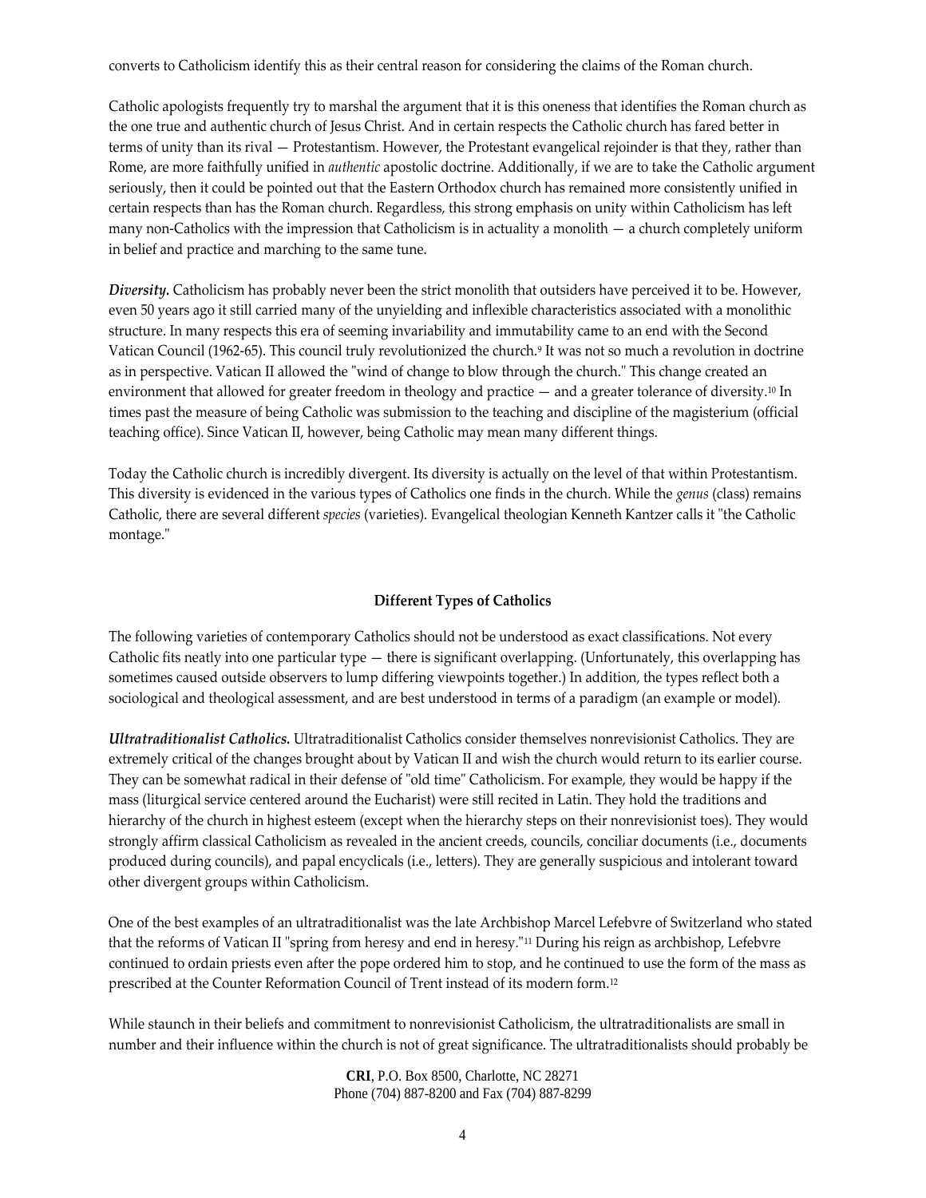converts to Catholicism identify this as their central reason for considering the claims of the Roman church.

Catholic apologists frequently try to marshal the argument that it is this oneness that identifies the Roman church as the one true and authentic church of Jesus Christ. And in certain respects the Catholic church has fared better in terms of unity than its rival — Protestantism. However, the Protestant evangelical rejoinder is that they, rather than Rome, are more faithfully unified in *authentic* apostolic doctrine. Additionally, if we are to take the Catholic argument seriously, then it could be pointed out that the Eastern Orthodox church has remained more consistently unified in certain respects than has the Roman church. Regardless, this strong emphasis on unity within Catholicism has left many non-Catholics with the impression that Catholicism is in actuality a monolith — a church completely uniform in belief and practice and marching to the same tune.

***Diversity.*** Catholicism has probably never been the strict monolith that outsiders have perceived it to be. However, even 50 years ago it still carried many of the unyielding and inflexible characteristics associated with a monolithic structure. In many respects this era of seeming invariability and immutability came to an end with the Second Vatican Council (1962-65). This council truly revolutionized the church.[9] It was not so much a revolution in doctrine as in perspective. Vatican II allowed the "wind of change to blow through the church." This change created an environment that allowed for greater freedom in theology and practice — and a greater tolerance of diversity.[10] In times past the measure of being Catholic was submission to the teaching and discipline of the magisterium (official teaching office). Since Vatican II, however, being Catholic may mean many different things.

Today the Catholic church is incredibly divergent. Its diversity is actually on the level of that within Protestantism. This diversity is evidenced in the various types of Catholics one finds in the church. While the *genus* (class) remains Catholic, there are several different *species* (varieties). Evangelical theologian Kenneth Kantzer calls it "the Catholic montage."

## Different Types of Catholics

The following varieties of contemporary Catholics should not be understood as exact classifications. Not every Catholic fits neatly into one particular type — there is significant overlapping. (Unfortunately, this overlapping has sometimes caused outside observers to lump differing viewpoints together.) In addition, the types reflect both a sociological and theological assessment, and are best understood in terms of a paradigm (an example or model).

***Ultratraditionalist Catholics.*** Ultratraditionalist Catholics consider themselves nonrevisionist Catholics. They are extremely critical of the changes brought about by Vatican II and wish the church would return to its earlier course. They can be somewhat radical in their defense of "old time" Catholicism. For example, they would be happy if the mass (liturgical service centered around the Eucharist) were still recited in Latin. They hold the traditions and hierarchy of the church in highest esteem (except when the hierarchy steps on their nonrevisionist toes). They would strongly affirm classical Catholicism as revealed in the ancient creeds, councils, conciliar documents (i.e., documents produced during councils), and papal encyclicals (i.e., letters). They are generally suspicious and intolerant toward other divergent groups within Catholicism.

One of the best examples of an ultratraditionalist was the late Archbishop Marcel Lefebvre of Switzerland who stated that the reforms of Vatican II "spring from heresy and end in heresy."[11] During his reign as archbishop, Lefebvre continued to ordain priests even after the pope ordered him to stop, and he continued to use the form of the mass as prescribed at the Counter Reformation Council of Trent instead of its modern form.[12]

While staunch in their beliefs and commitment to nonrevisionist Catholicism, the ultratraditionalists are small in number and their influence within the church is not of great significance. The ultratraditionalists should probably be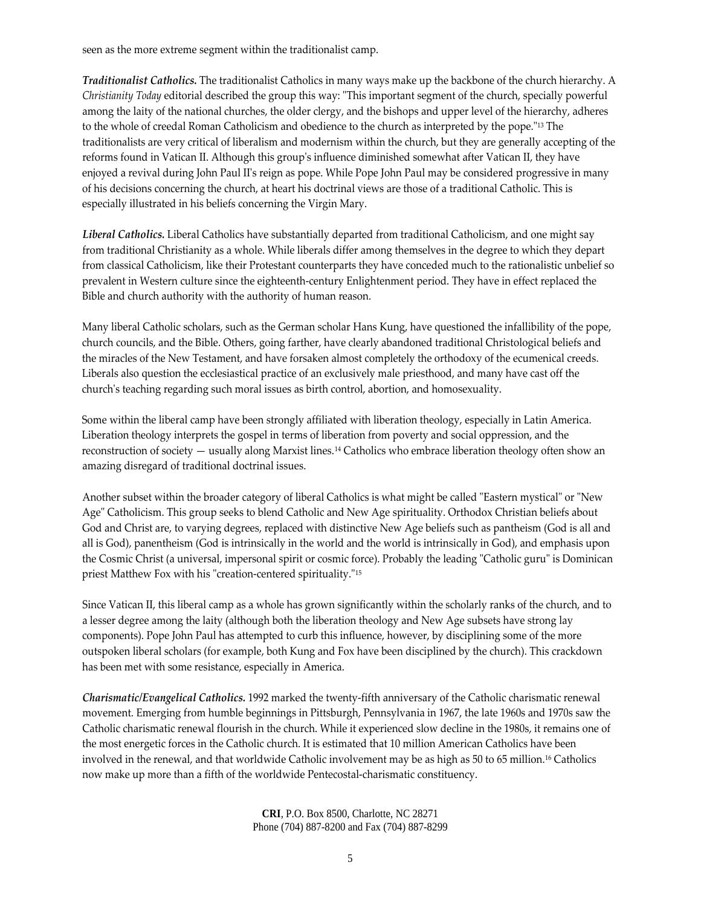seen as the more extreme segment within the traditionalist camp.

***Traditionalist Catholics.*** The traditionalist Catholics in many ways make up the backbone of the church hierarchy. A *Christianity Today* editorial described the group this way: "This important segment of the church, specially powerful among the laity of the national churches, the older clergy, and the bishops and upper level of the hierarchy, adheres to the whole of creedal Roman Catholicism and obedience to the church as interpreted by the pope."[13] The traditionalists are very critical of liberalism and modernism within the church, but they are generally accepting of the reforms found in Vatican II. Although this group's influence diminished somewhat after Vatican II, they have enjoyed a revival during John Paul II's reign as pope. While Pope John Paul may be considered progressive in many of his decisions concerning the church, at heart his doctrinal views are those of a traditional Catholic. This is especially illustrated in his beliefs concerning the Virgin Mary.

***Liberal Catholics.*** Liberal Catholics have substantially departed from traditional Catholicism, and one might say from traditional Christianity as a whole. While liberals differ among themselves in the degree to which they depart from classical Catholicism, like their Protestant counterparts they have conceded much to the rationalistic unbelief so prevalent in Western culture since the eighteenth-century Enlightenment period. They have in effect replaced the Bible and church authority with the authority of human reason.

Many liberal Catholic scholars, such as the German scholar Hans Kung, have questioned the infallibility of the pope, church councils, and the Bible. Others, going farther, have clearly abandoned traditional Christological beliefs and the miracles of the New Testament, and have forsaken almost completely the orthodoxy of the ecumenical creeds. Liberals also question the ecclesiastical practice of an exclusively male priesthood, and many have cast off the church's teaching regarding such moral issues as birth control, abortion, and homosexuality.

Some within the liberal camp have been strongly affiliated with liberation theology, especially in Latin America. Liberation theology interprets the gospel in terms of liberation from poverty and social oppression, and the reconstruction of society — usually along Marxist lines.[14] Catholics who embrace liberation theology often show an amazing disregard of traditional doctrinal issues.

Another subset within the broader category of liberal Catholics is what might be called "Eastern mystical" or "New Age" Catholicism. This group seeks to blend Catholic and New Age spirituality. Orthodox Christian beliefs about God and Christ are, to varying degrees, replaced with distinctive New Age beliefs such as pantheism (God is all and all is God), panentheism (God is intrinsically in the world and the world is intrinsically in God), and emphasis upon the Cosmic Christ (a universal, impersonal spirit or cosmic force). Probably the leading "Catholic guru" is Dominican priest Matthew Fox with his "creation-centered spirituality."[15]

Since Vatican II, this liberal camp as a whole has grown significantly within the scholarly ranks of the church, and to a lesser degree among the laity (although both the liberation theology and New Age subsets have strong lay components). Pope John Paul has attempted to curb this influence, however, by disciplining some of the more outspoken liberal scholars (for example, both Kung and Fox have been disciplined by the church). This crackdown has been met with some resistance, especially in America.

***Charismatic/Evangelical Catholics.*** 1992 marked the twenty-fifth anniversary of the Catholic charismatic renewal movement. Emerging from humble beginnings in Pittsburgh, Pennsylvania in 1967, the late 1960s and 1970s saw the Catholic charismatic renewal flourish in the church. While it experienced slow decline in the 1980s, it remains one of the most energetic forces in the Catholic church. It is estimated that 10 million American Catholics have been involved in the renewal, and that worldwide Catholic involvement may be as high as 50 to 65 million.[16] Catholics now make up more than a fifth of the worldwide Pentecostal-charismatic constituency.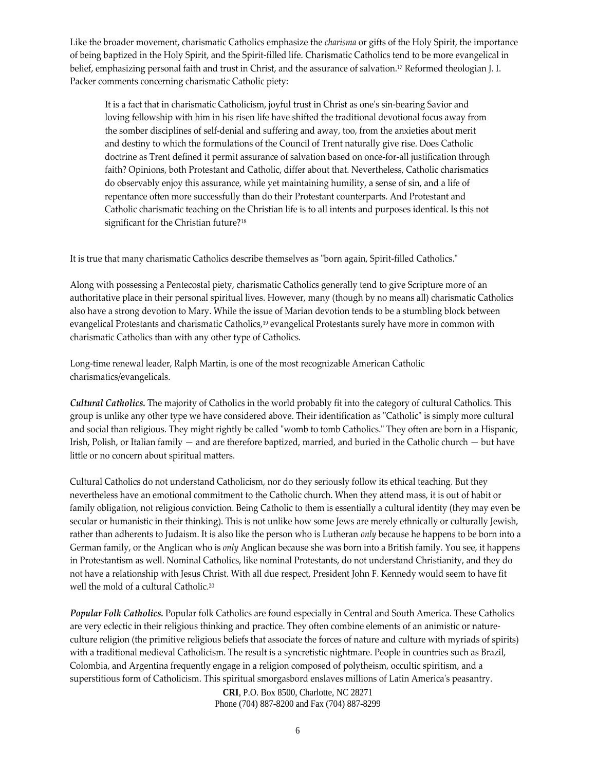Like the broader movement, charismatic Catholics emphasize the *charisma* or gifts of the Holy Spirit, the importance of being baptized in the Holy Spirit, and the Spirit-filled life. Charismatic Catholics tend to be more evangelical in belief, emphasizing personal faith and trust in Christ, and the assurance of salvation.[17] Reformed theologian J. I. Packer comments concerning charismatic Catholic piety:

> It is a fact that in charismatic Catholicism, joyful trust in Christ as one's sin-bearing Savior and loving fellowship with him in his risen life have shifted the traditional devotional focus away from the somber disciplines of self-denial and suffering and away, too, from the anxieties about merit and destiny to which the formulations of the Council of Trent naturally give rise. Does Catholic doctrine as Trent defined it permit assurance of salvation based on once-for-all justification through faith? Opinions, both Protestant and Catholic, differ about that. Nevertheless, Catholic charismatics do observably enjoy this assurance, while yet maintaining humility, a sense of sin, and a life of repentance often more successfully than do their Protestant counterparts. And Protestant and Catholic charismatic teaching on the Christian life is to all intents and purposes identical. Is this not significant for the Christian future?[18]

It is true that many charismatic Catholics describe themselves as "born again, Spirit-filled Catholics."

Along with possessing a Pentecostal piety, charismatic Catholics generally tend to give Scripture more of an authoritative place in their personal spiritual lives. However, many (though by no means all) charismatic Catholics also have a strong devotion to Mary. While the issue of Marian devotion tends to be a stumbling block between evangelical Protestants and charismatic Catholics,[19] evangelical Protestants surely have more in common with charismatic Catholics than with any other type of Catholics.

Long-time renewal leader, Ralph Martin, is one of the most recognizable American Catholic charismatics/evangelicals.

***Cultural Catholics.*** The majority of Catholics in the world probably fit into the category of cultural Catholics. This group is unlike any other type we have considered above. Their identification as "Catholic" is simply more cultural and social than religious. They might rightly be called "womb to tomb Catholics." They often are born in a Hispanic, Irish, Polish, or Italian family — and are therefore baptized, married, and buried in the Catholic church — but have little or no concern about spiritual matters.

Cultural Catholics do not understand Catholicism, nor do they seriously follow its ethical teaching. But they nevertheless have an emotional commitment to the Catholic church. When they attend mass, it is out of habit or family obligation, not religious conviction. Being Catholic to them is essentially a cultural identity (they may even be secular or humanistic in their thinking). This is not unlike how some Jews are merely ethnically or culturally Jewish, rather than adherents to Judaism. It is also like the person who is Lutheran *only* because he happens to be born into a German family, or the Anglican who is *only* Anglican because she was born into a British family. You see, it happens in Protestantism as well. Nominal Catholics, like nominal Protestants, do not understand Christianity, and they do not have a relationship with Jesus Christ. With all due respect, President John F. Kennedy would seem to have fit well the mold of a cultural Catholic.[20]

***Popular Folk Catholics.*** Popular folk Catholics are found especially in Central and South America. These Catholics are very eclectic in their religious thinking and practice. They often combine elements of an animistic or nature-culture religion (the primitive religious beliefs that associate the forces of nature and culture with myriads of spirits) with a traditional medieval Catholicism. The result is a syncretistic nightmare. People in countries such as Brazil, Colombia, and Argentina frequently engage in a religion composed of polytheism, occultic spiritism, and a superstitious form of Catholicism. This spiritual smorgasbord enslaves millions of Latin America's peasantry.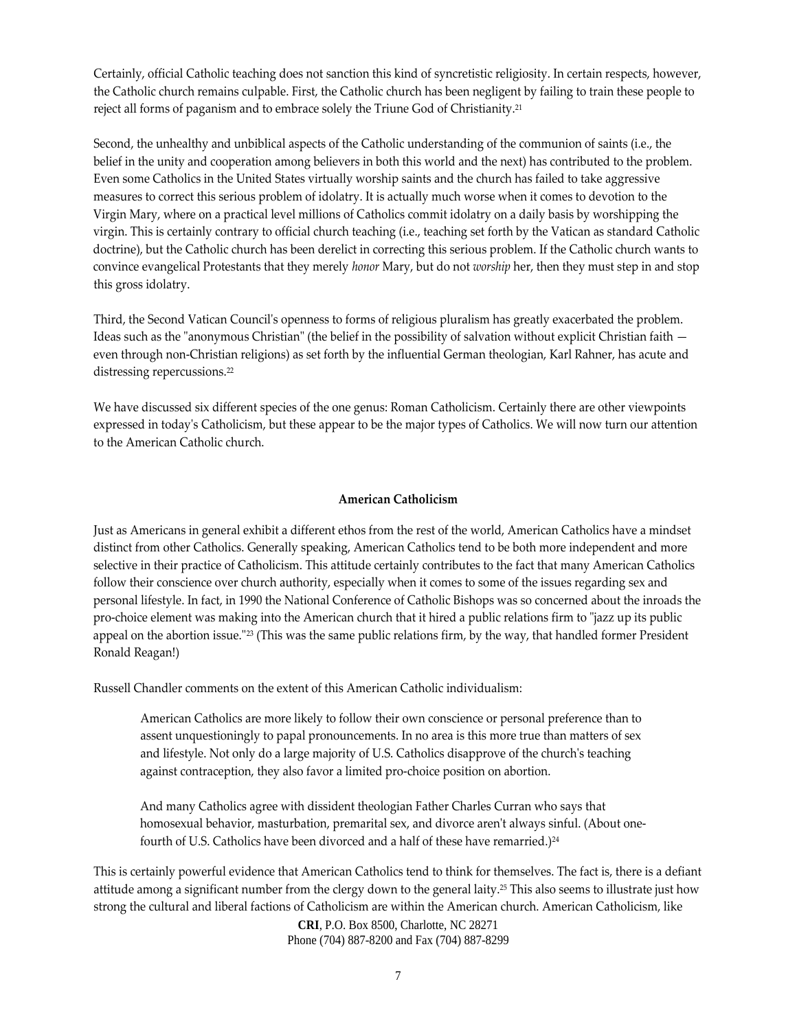Certainly, official Catholic teaching does not sanction this kind of syncretistic religiosity. In certain respects, however, the Catholic church remains culpable. First, the Catholic church has been negligent by failing to train these people to reject all forms of paganism and to embrace solely the Triune God of Christianity.[21]

Second, the unhealthy and unbiblical aspects of the Catholic understanding of the communion of saints (i.e., the belief in the unity and cooperation among believers in both this world and the next) has contributed to the problem. Even some Catholics in the United States virtually worship saints and the church has failed to take aggressive measures to correct this serious problem of idolatry. It is actually much worse when it comes to devotion to the Virgin Mary, where on a practical level millions of Catholics commit idolatry on a daily basis by worshipping the virgin. This is certainly contrary to official church teaching (i.e., teaching set forth by the Vatican as standard Catholic doctrine), but the Catholic church has been derelict in correcting this serious problem. If the Catholic church wants to convince evangelical Protestants that they merely *honor* Mary, but do not *worship* her, then they must step in and stop this gross idolatry.

Third, the Second Vatican Council's openness to forms of religious pluralism has greatly exacerbated the problem. Ideas such as the "anonymous Christian" (the belief in the possibility of salvation without explicit Christian faith — even through non-Christian religions) as set forth by the influential German theologian, Karl Rahner, has acute and distressing repercussions.[22]

We have discussed six different species of the one genus: Roman Catholicism. Certainly there are other viewpoints expressed in today's Catholicism, but these appear to be the major types of Catholics. We will now turn our attention to the American Catholic church.

### American Catholicism

Just as Americans in general exhibit a different ethos from the rest of the world, American Catholics have a mindset distinct from other Catholics. Generally speaking, American Catholics tend to be both more independent and more selective in their practice of Catholicism. This attitude certainly contributes to the fact that many American Catholics follow their conscience over church authority, especially when it comes to some of the issues regarding sex and personal lifestyle. In fact, in 1990 the National Conference of Catholic Bishops was so concerned about the inroads the pro-choice element was making into the American church that it hired a public relations firm to "jazz up its public appeal on the abortion issue."[23] (This was the same public relations firm, by the way, that handled former President Ronald Reagan!)

Russell Chandler comments on the extent of this American Catholic individualism:

> American Catholics are more likely to follow their own conscience or personal preference than to assent unquestioningly to papal pronouncements. In no area is this more true than matters of sex and lifestyle. Not only do a large majority of U.S. Catholics disapprove of the church's teaching against contraception, they also favor a limited pro-choice position on abortion.
>
> And many Catholics agree with dissident theologian Father Charles Curran who says that homosexual behavior, masturbation, premarital sex, and divorce aren't always sinful. (About one-fourth of U.S. Catholics have been divorced and a half of these have remarried.)[24]

This is certainly powerful evidence that American Catholics tend to think for themselves. The fact is, there is a defiant attitude among a significant number from the clergy down to the general laity.[25] This also seems to illustrate just how strong the cultural and liberal factions of Catholicism are within the American church. American Catholicism, like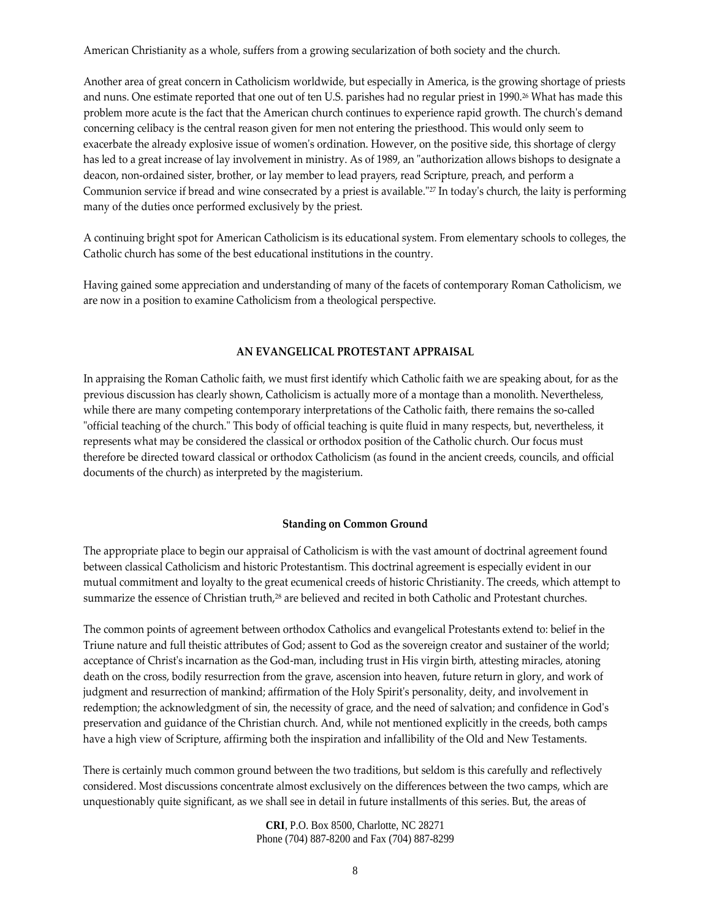American Christianity as a whole, suffers from a growing secularization of both society and the church.

Another area of great concern in Catholicism worldwide, but especially in America, is the growing shortage of priests and nuns. One estimate reported that one out of ten U.S. parishes had no regular priest in 1990.[26] What has made this problem more acute is the fact that the American church continues to experience rapid growth. The church's demand concerning celibacy is the central reason given for men not entering the priesthood. This would only seem to exacerbate the already explosive issue of women's ordination. However, on the positive side, this shortage of clergy has led to a great increase of lay involvement in ministry. As of 1989, an "authorization allows bishops to designate a deacon, non-ordained sister, brother, or lay member to lead prayers, read Scripture, preach, and perform a Communion service if bread and wine consecrated by a priest is available."[27] In today's church, the laity is performing many of the duties once performed exclusively by the priest.

A continuing bright spot for American Catholicism is its educational system. From elementary schools to colleges, the Catholic church has some of the best educational institutions in the country.

Having gained some appreciation and understanding of many of the facets of contemporary Roman Catholicism, we are now in a position to examine Catholicism from a theological perspective.

## AN EVANGELICAL PROTESTANT APPRAISAL

In appraising the Roman Catholic faith, we must first identify which Catholic faith we are speaking about, for as the previous discussion has clearly shown, Catholicism is actually more of a montage than a monolith. Nevertheless, while there are many competing contemporary interpretations of the Catholic faith, there remains the so-called "official teaching of the church." This body of official teaching is quite fluid in many respects, but, nevertheless, it represents what may be considered the classical or orthodox position of the Catholic church. Our focus must therefore be directed toward classical or orthodox Catholicism (as found in the ancient creeds, councils, and official documents of the church) as interpreted by the magisterium.

### Standing on Common Ground

The appropriate place to begin our appraisal of Catholicism is with the vast amount of doctrinal agreement found between classical Catholicism and historic Protestantism. This doctrinal agreement is especially evident in our mutual commitment and loyalty to the great ecumenical creeds of historic Christianity. The creeds, which attempt to summarize the essence of Christian truth,[28] are believed and recited in both Catholic and Protestant churches.

The common points of agreement between orthodox Catholics and evangelical Protestants extend to: belief in the Triune nature and full theistic attributes of God; assent to God as the sovereign creator and sustainer of the world; acceptance of Christ's incarnation as the God-man, including trust in His virgin birth, attesting miracles, atoning death on the cross, bodily resurrection from the grave, ascension into heaven, future return in glory, and work of judgment and resurrection of mankind; affirmation of the Holy Spirit's personality, deity, and involvement in redemption; the acknowledgment of sin, the necessity of grace, and the need of salvation; and confidence in God's preservation and guidance of the Christian church. And, while not mentioned explicitly in the creeds, both camps have a high view of Scripture, affirming both the inspiration and infallibility of the Old and New Testaments.

There is certainly much common ground between the two traditions, but seldom is this carefully and reflectively considered. Most discussions concentrate almost exclusively on the differences between the two camps, which are unquestionably quite significant, as we shall see in detail in future installments of this series. But, the areas of

**CRI**, P.O. Box 8500, Charlotte, NC 28271
Phone (704) 887-8200 and Fax (704) 887-8299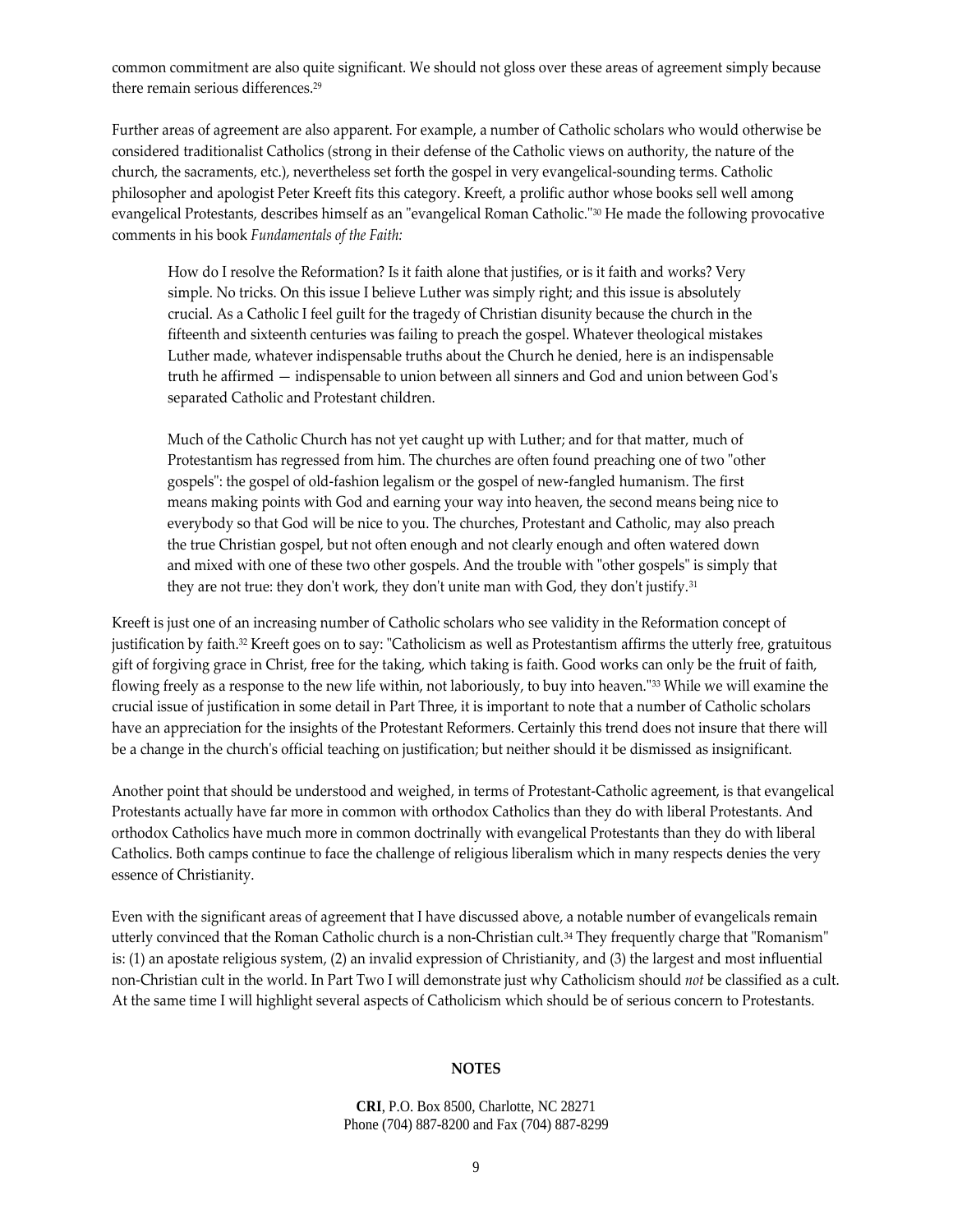common commitment are also quite significant. We should not gloss over these areas of agreement simply because there remain serious differences.[29]

Further areas of agreement are also apparent. For example, a number of Catholic scholars who would otherwise be considered traditionalist Catholics (strong in their defense of the Catholic views on authority, the nature of the church, the sacraments, etc.), nevertheless set forth the gospel in very evangelical-sounding terms. Catholic philosopher and apologist Peter Kreeft fits this category. Kreeft, a prolific author whose books sell well among evangelical Protestants, describes himself as an "evangelical Roman Catholic."[30] He made the following provocative comments in his book *Fundamentals of the Faith:*

> How do I resolve the Reformation? Is it faith alone that justifies, or is it faith and works? Very simple. No tricks. On this issue I believe Luther was simply right; and this issue is absolutely crucial. As a Catholic I feel guilt for the tragedy of Christian disunity because the church in the fifteenth and sixteenth centuries was failing to preach the gospel. Whatever theological mistakes Luther made, whatever indispensable truths about the Church he denied, here is an indispensable truth he affirmed — indispensable to union between all sinners and God and union between God's separated Catholic and Protestant children.
>
> Much of the Catholic Church has not yet caught up with Luther; and for that matter, much of Protestantism has regressed from him. The churches are often found preaching one of two "other gospels": the gospel of old-fashion legalism or the gospel of new-fangled humanism. The first means making points with God and earning your way into heaven, the second means being nice to everybody so that God will be nice to you. The churches, Protestant and Catholic, may also preach the true Christian gospel, but not often enough and not clearly enough and often watered down and mixed with one of these two other gospels. And the trouble with "other gospels" is simply that they are not true: they don't work, they don't unite man with God, they don't justify.[31]

Kreeft is just one of an increasing number of Catholic scholars who see validity in the Reformation concept of justification by faith.[32] Kreeft goes on to say: "Catholicism as well as Protestantism affirms the utterly free, gratuitous gift of forgiving grace in Christ, free for the taking, which taking is faith. Good works can only be the fruit of faith, flowing freely as a response to the new life within, not laboriously, to buy into heaven."[33] While we will examine the crucial issue of justification in some detail in Part Three, it is important to note that a number of Catholic scholars have an appreciation for the insights of the Protestant Reformers. Certainly this trend does not insure that there will be a change in the church's official teaching on justification; but neither should it be dismissed as insignificant.

Another point that should be understood and weighed, in terms of Protestant-Catholic agreement, is that evangelical Protestants actually have far more in common with orthodox Catholics than they do with liberal Protestants. And orthodox Catholics have much more in common doctrinally with evangelical Protestants than they do with liberal Catholics. Both camps continue to face the challenge of religious liberalism which in many respects denies the very essence of Christianity.

Even with the significant areas of agreement that I have discussed above, a notable number of evangelicals remain utterly convinced that the Roman Catholic church is a non-Christian cult.[34] They frequently charge that "Romanism" is: (1) an apostate religious system, (2) an invalid expression of Christianity, and (3) the largest and most influential non-Christian cult in the world. In Part Two I will demonstrate just why Catholicism should *not* be classified as a cult. At the same time I will highlight several aspects of Catholicism which should be of serious concern to Protestants.

**NOTES**

**CRI**, P.O. Box 8500, Charlotte, NC 28271
Phone (704) 887-8200 and Fax (704) 887-8299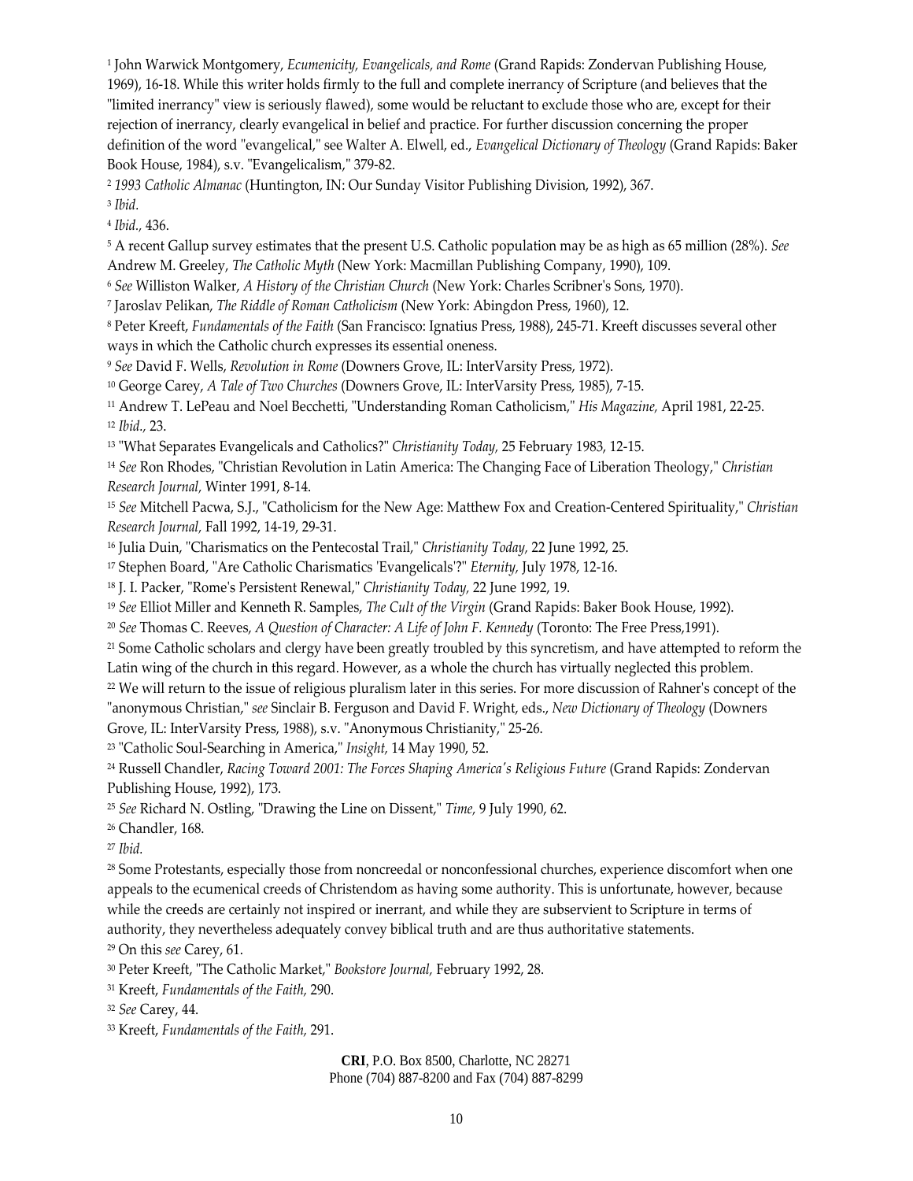[1] John Warwick Montgomery, *Ecumenicity, Evangelicals, and Rome* (Grand Rapids: Zondervan Publishing House, 1969), 16-18. While this writer holds firmly to the full and complete inerrancy of Scripture (and believes that the "limited inerrancy" view is seriously flawed), some would be reluctant to exclude those who are, except for their rejection of inerrancy, clearly evangelical in belief and practice. For further discussion concerning the proper definition of the word "evangelical," see Walter A. Elwell, ed., *Evangelical Dictionary of Theology* (Grand Rapids: Baker Book House, 1984), s.v. "Evangelicalism," 379-82.

[2] *1993 Catholic Almanac* (Huntington, IN: Our Sunday Visitor Publishing Division, 1992), 367.

[3] *Ibid.*

[4] *Ibid.,* 436.

[5] A recent Gallup survey estimates that the present U.S. Catholic population may be as high as 65 million (28%). *See* Andrew M. Greeley, *The Catholic Myth* (New York: Macmillan Publishing Company, 1990), 109.

[6] *See* Williston Walker, *A History of the Christian Church* (New York: Charles Scribner's Sons, 1970).

[7] Jaroslav Pelikan, *The Riddle of Roman Catholicism* (New York: Abingdon Press, 1960), 12.

[8] Peter Kreeft, *Fundamentals of the Faith* (San Francisco: Ignatius Press, 1988), 245-71. Kreeft discusses several other ways in which the Catholic church expresses its essential oneness.

[9] *See* David F. Wells, *Revolution in Rome* (Downers Grove, IL: InterVarsity Press, 1972).

[10] George Carey, *A Tale of Two Churches* (Downers Grove, IL: InterVarsity Press, 1985), 7-15.

[11] Andrew T. LePeau and Noel Becchetti, "Understanding Roman Catholicism," *His Magazine,* April 1981, 22-25.

[12] *Ibid.,* 23.

[13] "What Separates Evangelicals and Catholics?" *Christianity Today,* 25 February 1983, 12-15.

[14] *See* Ron Rhodes, "Christian Revolution in Latin America: The Changing Face of Liberation Theology," *Christian Research Journal,* Winter 1991, 8-14.

[15] *See* Mitchell Pacwa, S.J., "Catholicism for the New Age: Matthew Fox and Creation-Centered Spirituality," *Christian Research Journal,* Fall 1992, 14-19, 29-31.

[16] Julia Duin, "Charismatics on the Pentecostal Trail," *Christianity Today,* 22 June 1992, 25.

[17] Stephen Board, "Are Catholic Charismatics 'Evangelicals'?" *Eternity,* July 1978, 12-16.

[18] J. I. Packer, "Rome's Persistent Renewal," *Christianity Today,* 22 June 1992, 19.

[19] *See* Elliot Miller and Kenneth R. Samples, *The Cult of the Virgin* (Grand Rapids: Baker Book House, 1992).

[20] *See* Thomas C. Reeves, *A Question of Character: A Life of John F. Kennedy* (Toronto: The Free Press,1991).

[21] Some Catholic scholars and clergy have been greatly troubled by this syncretism, and have attempted to reform the Latin wing of the church in this regard. However, as a whole the church has virtually neglected this problem.

[22] We will return to the issue of religious pluralism later in this series. For more discussion of Rahner's concept of the "anonymous Christian," *see* Sinclair B. Ferguson and David F. Wright, eds., *New Dictionary of Theology* (Downers Grove, IL: InterVarsity Press, 1988), s.v. "Anonymous Christianity," 25-26.

[23] "Catholic Soul-Searching in America," *Insight,* 14 May 1990, 52.

[24] Russell Chandler, *Racing Toward 2001: The Forces Shaping America's Religious Future* (Grand Rapids: Zondervan Publishing House, 1992), 173.

[25] *See* Richard N. Ostling, "Drawing the Line on Dissent," *Time,* 9 July 1990, 62.

[26] Chandler, 168.

[27] *Ibid.*

[28] Some Protestants, especially those from noncreedal or nonconfessional churches, experience discomfort when one appeals to the ecumenical creeds of Christendom as having some authority. This is unfortunate, however, because while the creeds are certainly not inspired or inerrant, and while they are subservient to Scripture in terms of authority, they nevertheless adequately convey biblical truth and are thus authoritative statements.

[29] On this *see* Carey, 61.

[30] Peter Kreeft, "The Catholic Market," *Bookstore Journal,* February 1992, 28.

[31] Kreeft, *Fundamentals of the Faith,* 290.

[32] *See* Carey, 44.

[33] Kreeft, *Fundamentals of the Faith,* 291.

**CRI**, P.O. Box 8500, Charlotte, NC 28271
Phone (704) 887-8200 and Fax (704) 887-8299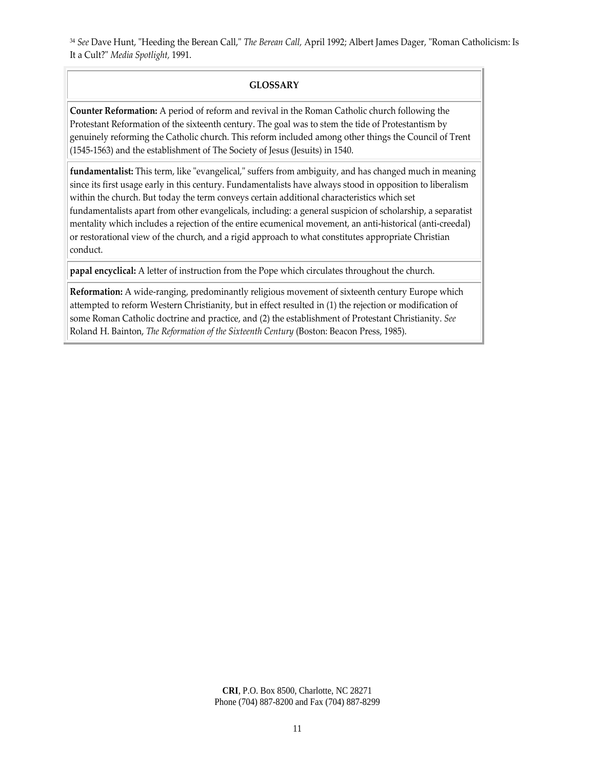[34] *See* Dave Hunt, "Heeding the Berean Call," *The Berean Call,* April 1992; Albert James Dager, "Roman Catholicism: Is It a Cult?" *Media Spotlight,* 1991.

| GLOSSARY |
|---|
| **Counter Reformation:** A period of reform and revival in the Roman Catholic church following the Protestant Reformation of the sixteenth century. The goal was to stem the tide of Protestantism by genuinely reforming the Catholic church. This reform included among other things the Council of Trent (1545-1563) and the establishment of The Society of Jesus (Jesuits) in 1540. |
| **fundamentalist:** This term, like "evangelical," suffers from ambiguity, and has changed much in meaning since its first usage early in this century. Fundamentalists have always stood in opposition to liberalism within the church. But today the term conveys certain additional characteristics which set fundamentalists apart from other evangelicals, including: a general suspicion of scholarship, a separatist mentality which includes a rejection of the entire ecumenical movement, an anti-historical (anti-creedal) or restorational view of the church, and a rigid approach to what constitutes appropriate Christian conduct. |
| **papal encyclical:** A letter of instruction from the Pope which circulates throughout the church. |
| **Reformation:** A wide-ranging, predominantly religious movement of sixteenth century Europe which attempted to reform Western Christianity, but in effect resulted in (1) the rejection or modification of some Roman Catholic doctrine and practice, and (2) the establishment of Protestant Christianity. *See* Roland H. Bainton, *The Reformation of the Sixteenth Century* (Boston: Beacon Press, 1985). |

**CRI**, P.O. Box 8500, Charlotte, NC 28271
Phone (704) 887-8200 and Fax (704) 887-8299